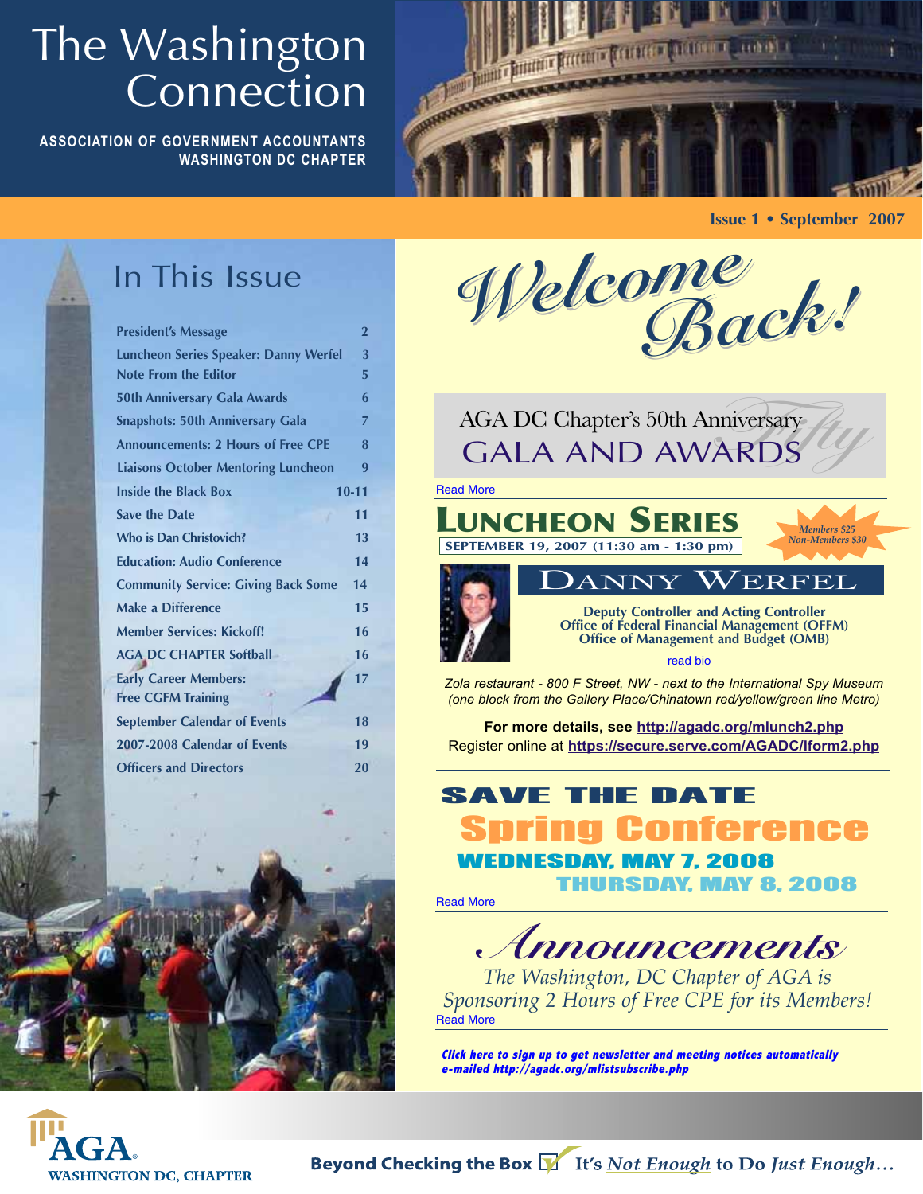# The Washington Connection

**ASSOCIATION OF GOVERNMENT ACCOUNTANTS**
**WASHINGTON DC CHAPTER**

**Issue 1 • September 2007**

## In This Issue

| | |
|---|---|
| President's Message | 2 |
| Luncheon Series Speaker: Danny Werfel | 3 |
| Note From the Editor | 5 |
| 50th Anniversary Gala Awards | 6 |
| Snapshots: 50th Anniversary Gala | 7 |
| Announcements: 2 Hours of Free CPE | 8 |
| Liaisons October Mentoring Luncheon | 9 |
| Inside the Black Box | 10-11 |
| Save the Date | 11 |
| Who is Dan Christovich? | 13 |
| Education: Audio Conference | 14 |
| Community Service: Giving Back Some | 14 |
| Make a Difference | 15 |
| Member Services: Kickoff! | 16 |
| AGA DC CHAPTER Softball | 16 |
| Early Career Members: Free CGFM Training | 17 |
| September Calendar of Events | 18 |
| 2007-2008 Calendar of Events | 19 |
| Officers and Directors | 20 |

# Welcome Back!

## AGA DC Chapter's 50th Anniversary GALA AND AWARDS

Read More

## LUNCHEON SERIES

**SEPTEMBER 19, 2007 (11:30 am - 1:30 pm)**

*Members $25*
*Non-Members $30*

### DANNY WERFEL

**Deputy Controller and Acting Controller**
**Office of Federal Financial Management (OFFM)**
**Office of Management and Budget (OMB)**

read bio

*Zola restaurant - 800 F Street, NW - next to the International Spy Museum (one block from the Gallery Place/Chinatown red/yellow/green line Metro)*

**For more details, see http://agadc.org/mlunch2.php**
Register online at **https://secure.serve.com/AGADC/lform2.php**

## SAVE THE DATE

## Spring Conference

**WEDNESDAY, MAY 7, 2008**
**THURSDAY, MAY 8, 2008**

Read More

## *Announcements*

*The Washington, DC Chapter of AGA is Sponsoring 2 Hours of Free CPE for its Members!*

Read More

***Click here to sign up to get newsletter and meeting notices automatically e-mailed http://agadc.org/mlistsubscribe.php***

AGA WASHINGTON DC, CHAPTER

**Beyond Checking the Box — It's *Not Enough* to Do *Just Enough*…**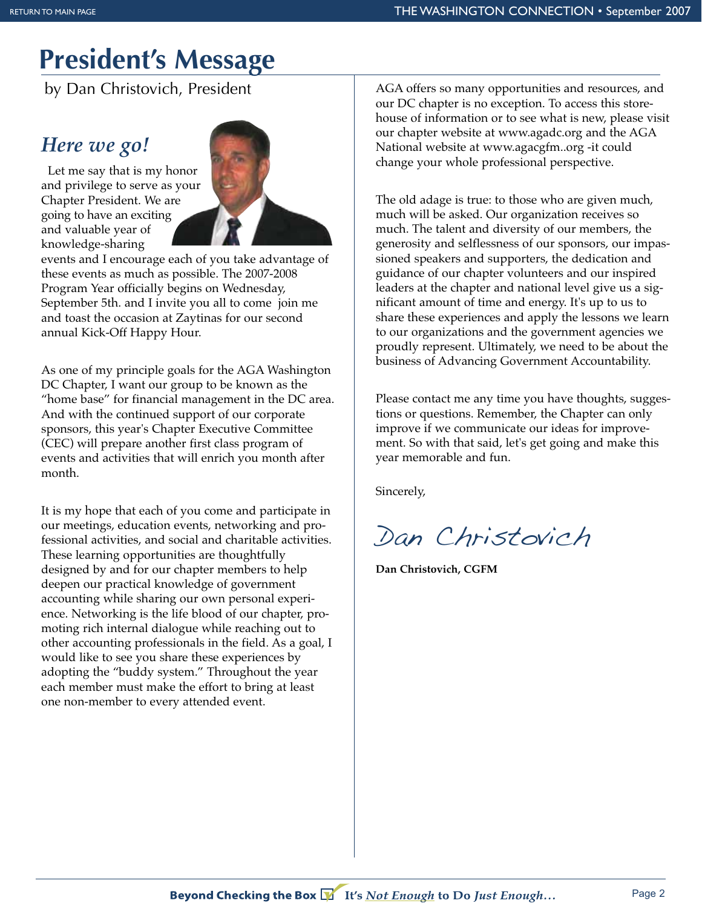# President's Message

by Dan Christovich, President

## *Here we go!*

Let me say that is my honor and privilege to serve as your Chapter President. We are going to have an exciting and valuable year of knowledge-sharing events and I encourage each of you take advantage of these events as much as possible. The 2007-2008 Program Year officially begins on Wednesday, September 5th. and I invite you all to come join me and toast the occasion at Zaytinas for our second annual Kick-Off Happy Hour.

As one of my principle goals for the AGA Washington DC Chapter, I want our group to be known as the "home base" for financial management in the DC area. And with the continued support of our corporate sponsors, this year's Chapter Executive Committee (CEC) will prepare another first class program of events and activities that will enrich you month after month.

It is my hope that each of you come and participate in our meetings, education events, networking and professional activities, and social and charitable activities. These learning opportunities are thoughtfully designed by and for our chapter members to help deepen our practical knowledge of government accounting while sharing our own personal experience. Networking is the life blood of our chapter, promoting rich internal dialogue while reaching out to other accounting professionals in the field. As a goal, I would like to see you share these experiences by adopting the "buddy system." Throughout the year each member must make the effort to bring at least one non-member to every attended event.

AGA offers so many opportunities and resources, and our DC chapter is no exception. To access this storehouse of information or to see what is new, please visit our chapter website at www.agadc.org and the AGA National website at www.agacgfm..org -it could change your whole professional perspective.

The old adage is true: to those who are given much, much will be asked. Our organization receives so much. The talent and diversity of our members, the generosity and selflessness of our sponsors, our impassioned speakers and supporters, the dedication and guidance of our chapter volunteers and our inspired leaders at the chapter and national level give us a significant amount of time and energy. It's up to us to share these experiences and apply the lessons we learn to our organizations and the government agencies we proudly represent. Ultimately, we need to be about the business of Advancing Government Accountability.

Please contact me any time you have thoughts, suggestions or questions. Remember, the Chapter can only improve if we communicate our ideas for improvement. So with that said, let's get going and make this year memorable and fun.

Sincerely,

*Dan Christovich*

**Dan Christovich, CGFM**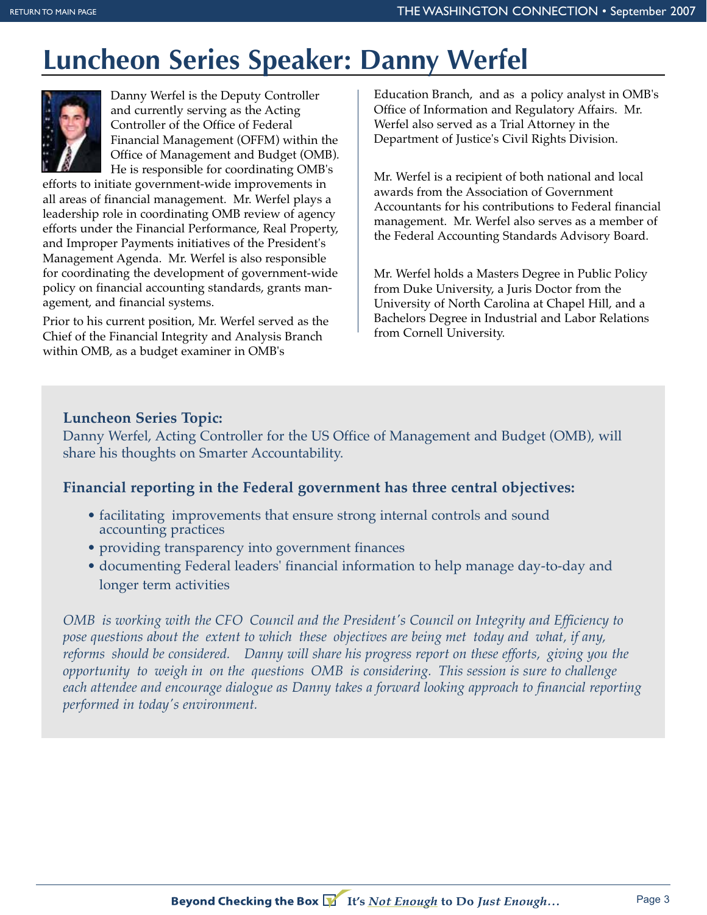# Luncheon Series Speaker: Danny Werfel

Danny Werfel is the Deputy Controller and currently serving as the Acting Controller of the Office of Federal Financial Management (OFFM) within the Office of Management and Budget (OMB). He is responsible for coordinating OMB's efforts to initiate government-wide improvements in all areas of financial management. Mr. Werfel plays a leadership role in coordinating OMB review of agency efforts under the Financial Performance, Real Property, and Improper Payments initiatives of the President's Management Agenda. Mr. Werfel is also responsible for coordinating the development of government-wide policy on financial accounting standards, grants management, and financial systems.

Prior to his current position, Mr. Werfel served as the Chief of the Financial Integrity and Analysis Branch within OMB, as a budget examiner in OMB's Education Branch, and as a policy analyst in OMB's Office of Information and Regulatory Affairs. Mr. Werfel also served as a Trial Attorney in the Department of Justice's Civil Rights Division.

Mr. Werfel is a recipient of both national and local awards from the Association of Government Accountants for his contributions to Federal financial management. Mr. Werfel also serves as a member of the Federal Accounting Standards Advisory Board.

Mr. Werfel holds a Masters Degree in Public Policy from Duke University, a Juris Doctor from the University of North Carolina at Chapel Hill, and a Bachelors Degree in Industrial and Labor Relations from Cornell University.

**Luncheon Series Topic:**

Danny Werfel, Acting Controller for the US Office of Management and Budget (OMB), will share his thoughts on Smarter Accountability.

**Financial reporting in the Federal government has three central objectives:**

- facilitating improvements that ensure strong internal controls and sound accounting practices
- providing transparency into government finances
- documenting Federal leaders' financial information to help manage day-to-day and longer term activities

*OMB is working with the CFO Council and the President's Council on Integrity and Efficiency to pose questions about the extent to which these objectives are being met today and what, if any, reforms should be considered. Danny will share his progress report on these efforts, giving you the opportunity to weigh in on the questions OMB is considering. This session is sure to challenge each attendee and encourage dialogue as Danny takes a forward looking approach to financial reporting performed in today's environment.*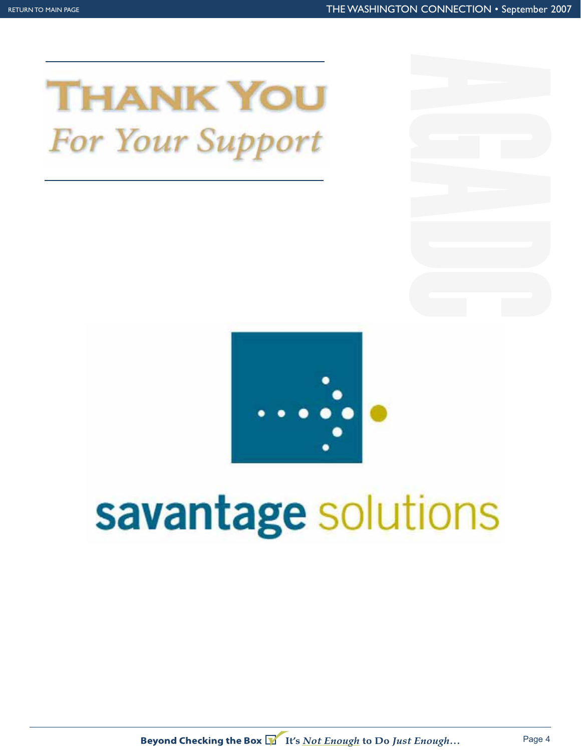# THANK YOU

*For Your Support*

AGADC

savantage solutions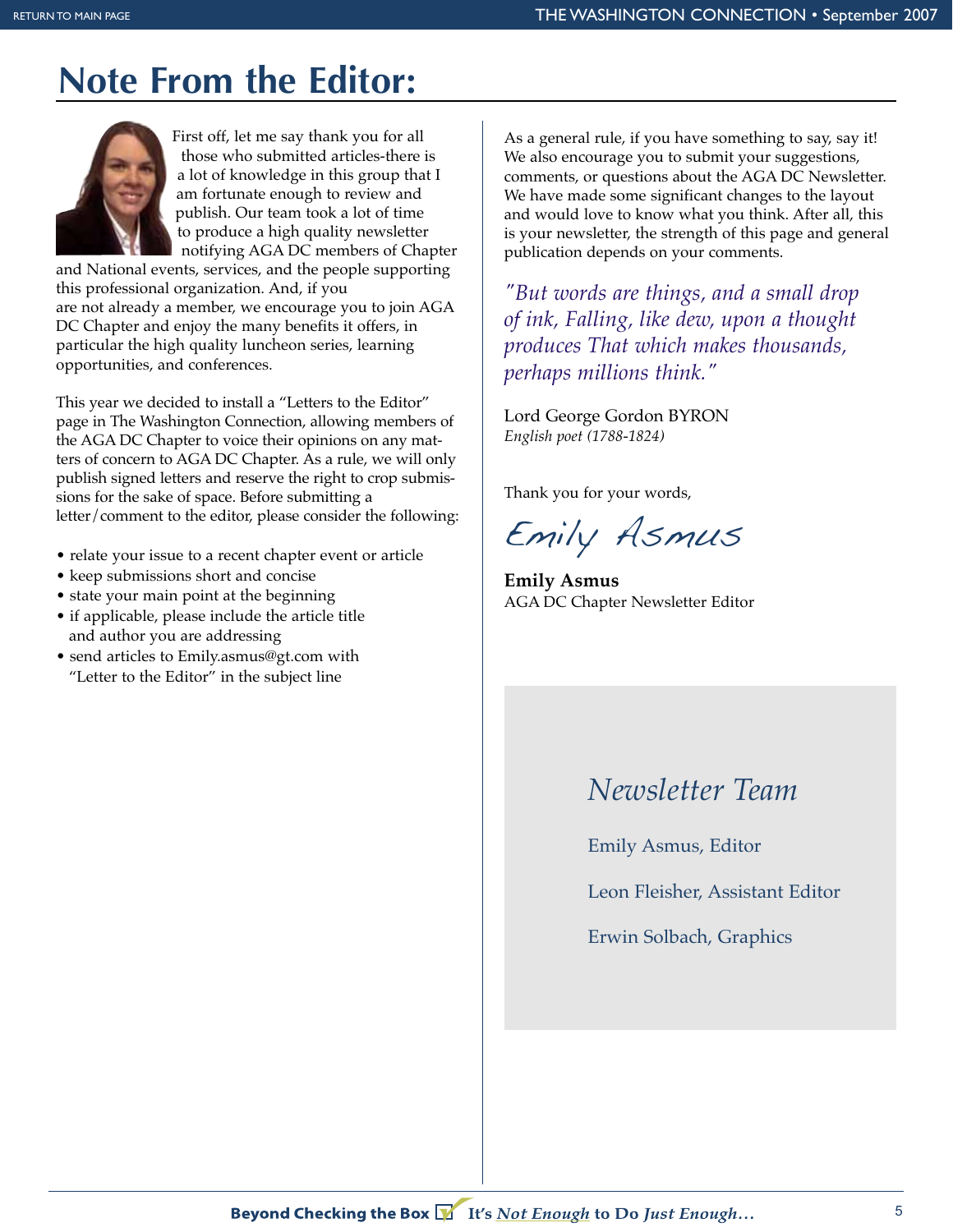# Note From the Editor:

First off, let me say thank you for all those who submitted articles-there is a lot of knowledge in this group that I am fortunate enough to review and publish. Our team took a lot of time to produce a high quality newsletter notifying AGA DC members of Chapter and National events, services, and the people supporting this professional organization. And, if you are not already a member, we encourage you to join AGA DC Chapter and enjoy the many benefits it offers, in particular the high quality luncheon series, learning opportunities, and conferences.

This year we decided to install a "Letters to the Editor" page in The Washington Connection, allowing members of the AGA DC Chapter to voice their opinions on any matters of concern to AGA DC Chapter. As a rule, we will only publish signed letters and reserve the right to crop submissions for the sake of space. Before submitting a letter/comment to the editor, please consider the following:

- relate your issue to a recent chapter event or article
- keep submissions short and concise
- state your main point at the beginning
- if applicable, please include the article title and author you are addressing
- send articles to Emily.asmus@gt.com with "Letter to the Editor" in the subject line

As a general rule, if you have something to say, say it! We also encourage you to submit your suggestions, comments, or questions about the AGA DC Newsletter. We have made some significant changes to the layout and would love to know what you think. After all, this is your newsletter, the strength of this page and general publication depends on your comments.

*"But words are things, and a small drop of ink, Falling, like dew, upon a thought produces That which makes thousands, perhaps millions think."*

Lord George Gordon BYRON
*English poet (1788-1824)*

Thank you for your words,

*Emily Asmus*

**Emily Asmus**
AGA DC Chapter Newsletter Editor

## *Newsletter Team*

Emily Asmus, Editor

Leon Fleisher, Assistant Editor

Erwin Solbach, Graphics

**Beyond Checking the Box** It's *Not Enough* to Do *Just Enough…*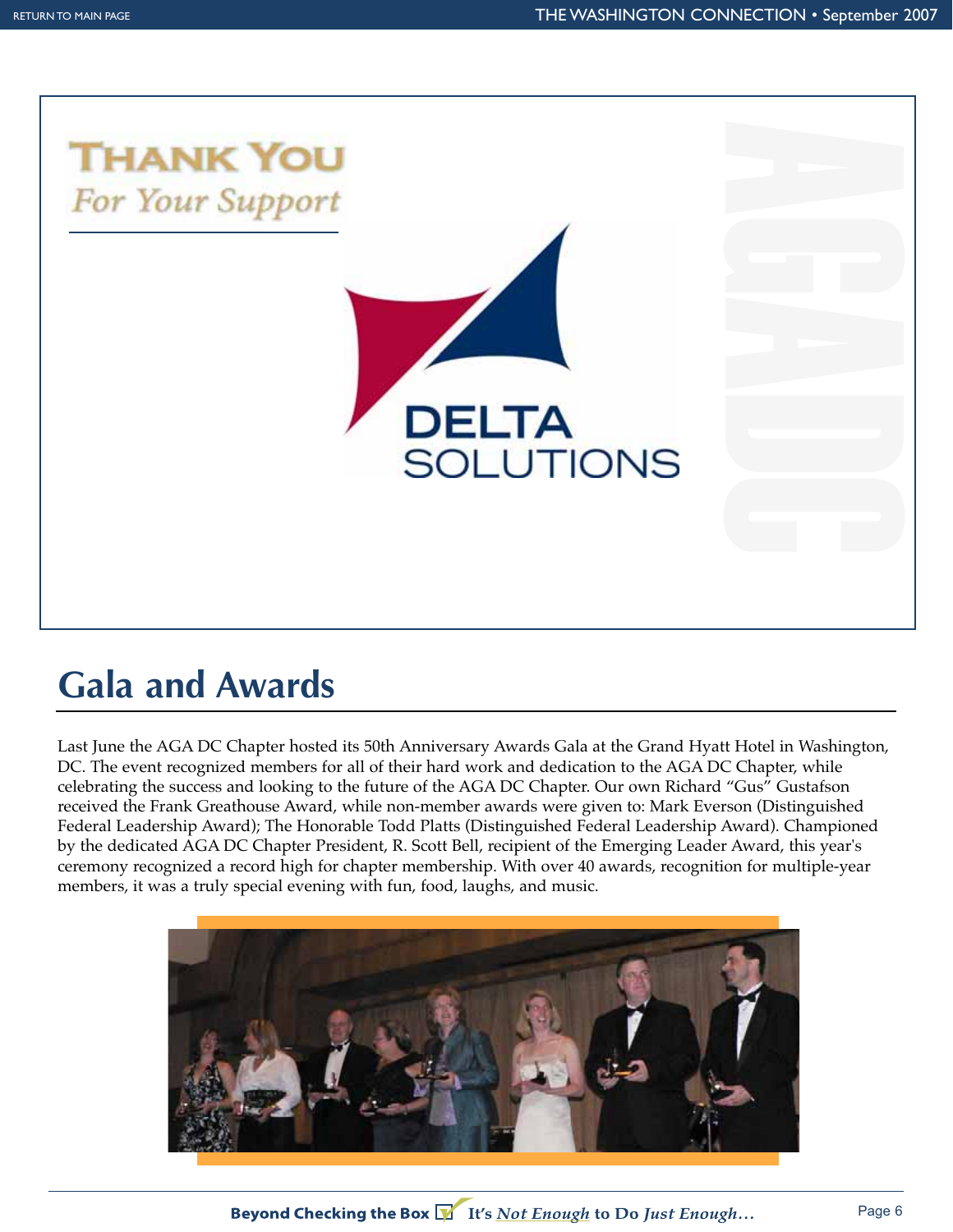THANK YOU
*For Your Support*

DELTA SOLUTIONS

AGA DC

## Gala and Awards

Last June the AGA DC Chapter hosted its 50th Anniversary Awards Gala at the Grand Hyatt Hotel in Washington, DC. The event recognized members for all of their hard work and dedication to the AGA DC Chapter, while celebrating the success and looking to the future of the AGA DC Chapter. Our own Richard "Gus" Gustafson received the Frank Greathouse Award, while non-member awards were given to: Mark Everson (Distinguished Federal Leadership Award); The Honorable Todd Platts (Distinguished Federal Leadership Award). Championed by the dedicated AGA DC Chapter President, R. Scott Bell, recipient of the Emerging Leader Award, this year's ceremony recognized a record high for chapter membership. With over 40 awards, recognition for multiple-year members, it was a truly special evening with fun, food, laughs, and music.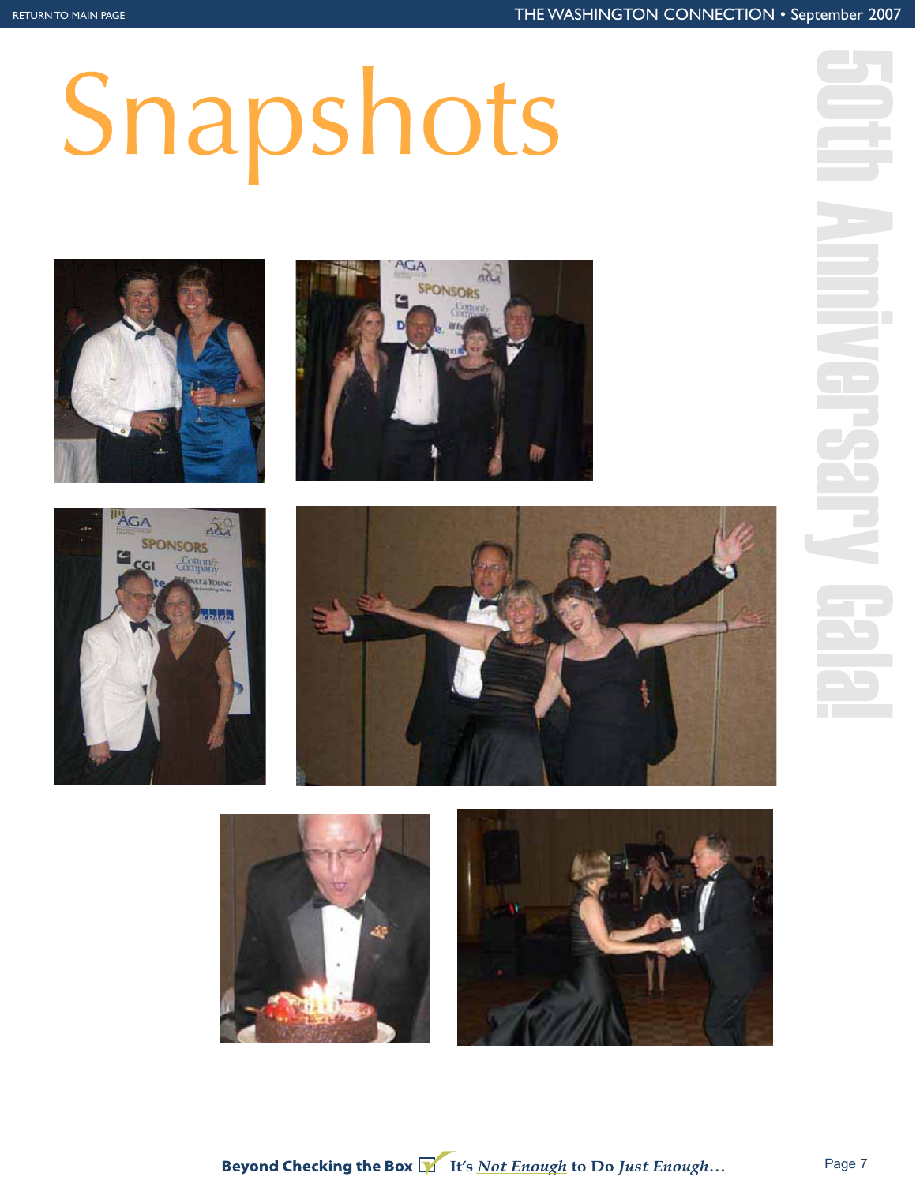# Snapshots

## 50th Anniversary Gala!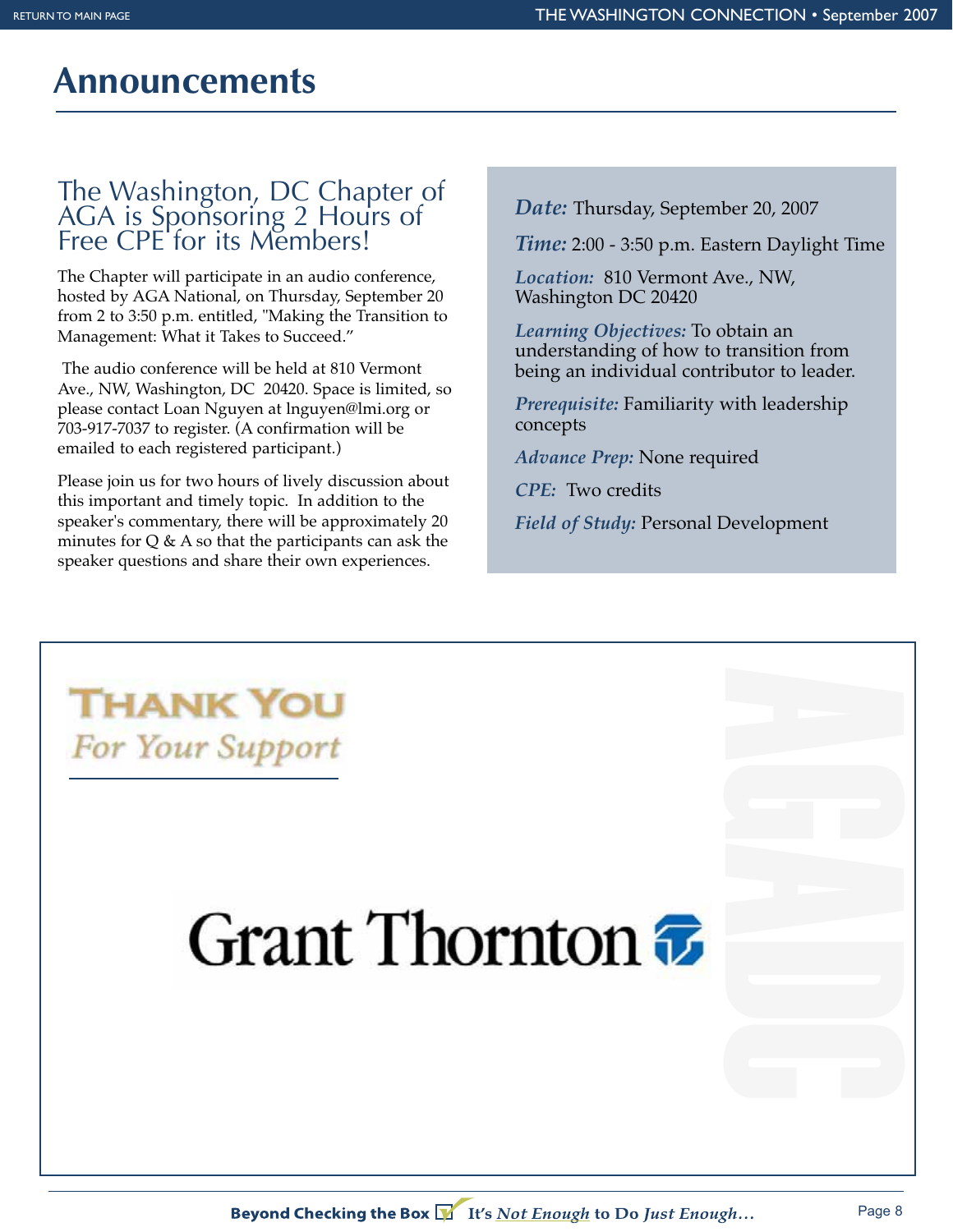# Announcements

## The Washington, DC Chapter of AGA is Sponsoring 2 Hours of Free CPE for its Members!

The Chapter will participate in an audio conference, hosted by AGA National, on Thursday, September 20 from 2 to 3:50 p.m. entitled, "Making the Transition to Management: What it Takes to Succeed."

The audio conference will be held at 810 Vermont Ave., NW, Washington, DC 20420. Space is limited, so please contact Loan Nguyen at lnguyen@lmi.org or 703-917-7037 to register. (A confirmation will be emailed to each registered participant.)

Please join us for two hours of lively discussion about this important and timely topic. In addition to the speaker's commentary, there will be approximately 20 minutes for Q & A so that the participants can ask the speaker questions and share their own experiences.

***Date:*** Thursday, September 20, 2007

***Time:*** 2:00 - 3:50 p.m. Eastern Daylight Time

***Location:*** 810 Vermont Ave., NW, Washington DC 20420

***Learning Objectives:*** To obtain an understanding of how to transition from being an individual contributor to leader.

***Prerequisite:*** Familiarity with leadership concepts

***Advance Prep:*** None required

***CPE:*** Two credits

***Field of Study:*** Personal Development

## THANK YOU
*For Your Support*

Grant Thornton

AGADC

**Beyond Checking the Box** It's *Not Enough* to Do *Just Enough...*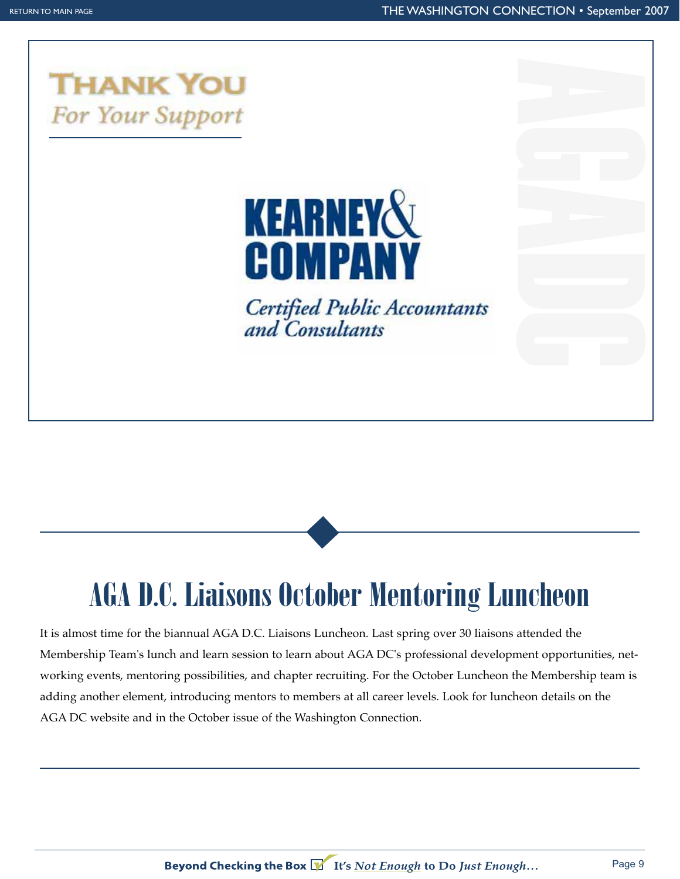THANK YOU
*For Your Support*

KEARNEY & COMPANY

*Certified Public Accountants and Consultants*

AGADC

# AGA D.C. Liaisons October Mentoring Luncheon

It is almost time for the biannual AGA D.C. Liaisons Luncheon. Last spring over 30 liaisons attended the Membership Team's lunch and learn session to learn about AGA DC's professional development opportunities, networking events, mentoring possibilities, and chapter recruiting. For the October Luncheon the Membership team is adding another element, introducing mentors to members at all career levels. Look for luncheon details on the AGA DC website and in the October issue of the Washington Connection.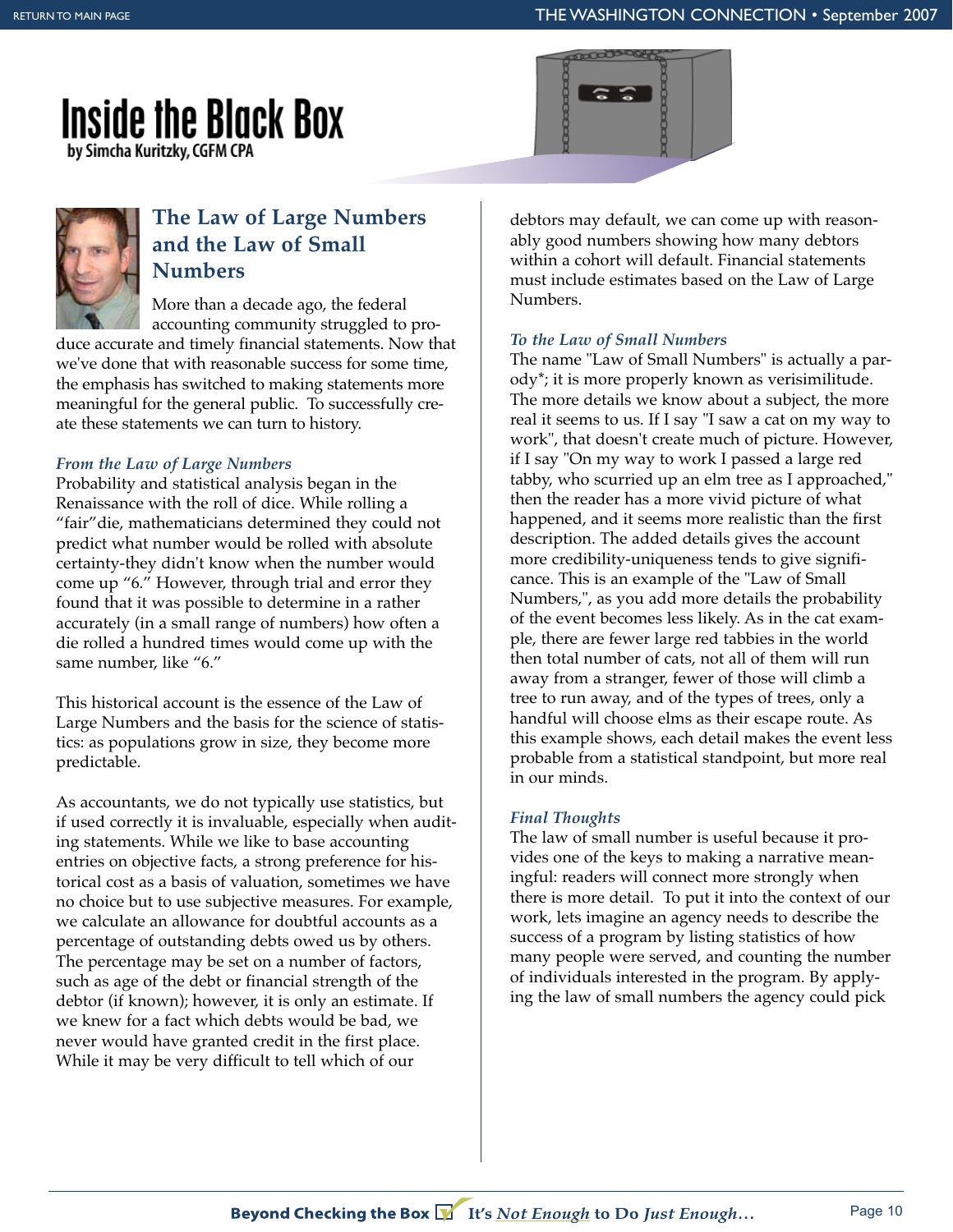# Inside the Black Box

by Simcha Kuritzky, CGFM CPA

## The Law of Large Numbers and the Law of Small Numbers

More than a decade ago, the federal accounting community struggled to produce accurate and timely financial statements. Now that we've done that with reasonable success for some time, the emphasis has switched to making statements more meaningful for the general public. To successfully create these statements we can turn to history.

### *From the Law of Large Numbers*

Probability and statistical analysis began in the Renaissance with the roll of dice. While rolling a "fair"die, mathematicians determined they could not predict what number would be rolled with absolute certainty-they didn't know when the number would come up "6." However, through trial and error they found that it was possible to determine in a rather accurately (in a small range of numbers) how often a die rolled a hundred times would come up with the same number, like "6."

This historical account is the essence of the Law of Large Numbers and the basis for the science of statistics: as populations grow in size, they become more predictable.

As accountants, we do not typically use statistics, but if used correctly it is invaluable, especially when auditing statements. While we like to base accounting entries on objective facts, a strong preference for historical cost as a basis of valuation, sometimes we have no choice but to use subjective measures. For example, we calculate an allowance for doubtful accounts as a percentage of outstanding debts owed us by others. The percentage may be set on a number of factors, such as age of the debt or financial strength of the debtor (if known); however, it is only an estimate. If we knew for a fact which debts would be bad, we never would have granted credit in the first place. While it may be very difficult to tell which of our debtors may default, we can come up with reasonably good numbers showing how many debtors within a cohort will default. Financial statements must include estimates based on the Law of Large Numbers.

### *To the Law of Small Numbers*

The name "Law of Small Numbers" is actually a parody*; it is more properly known as verisimilitude. The more details we know about a subject, the more real it seems to us. If I say "I saw a cat on my way to work", that doesn't create much of picture. However, if I say "On my way to work I passed a large red tabby, who scurried up an elm tree as I approached," then the reader has a more vivid picture of what happened, and it seems more realistic than the first description. The added details gives the account more credibility-uniqueness tends to give significance. This is an example of the "Law of Small Numbers,", as you add more details the probability of the event becomes less likely. As in the cat example, there are fewer large red tabbies in the world then total number of cats, not all of them will run away from a stranger, fewer of those will climb a tree to run away, and of the types of trees, only a handful will choose elms as their escape route. As this example shows, each detail makes the event less probable from a statistical standpoint, but more real in our minds.

### *Final Thoughts*

The law of small number is useful because it provides one of the keys to making a narrative meaningful: readers will connect more strongly when there is more detail. To put it into the context of our work, lets imagine an agency needs to describe the success of a program by listing statistics of how many people were served, and counting the number of individuals interested in the program. By applying the law of small numbers the agency could pick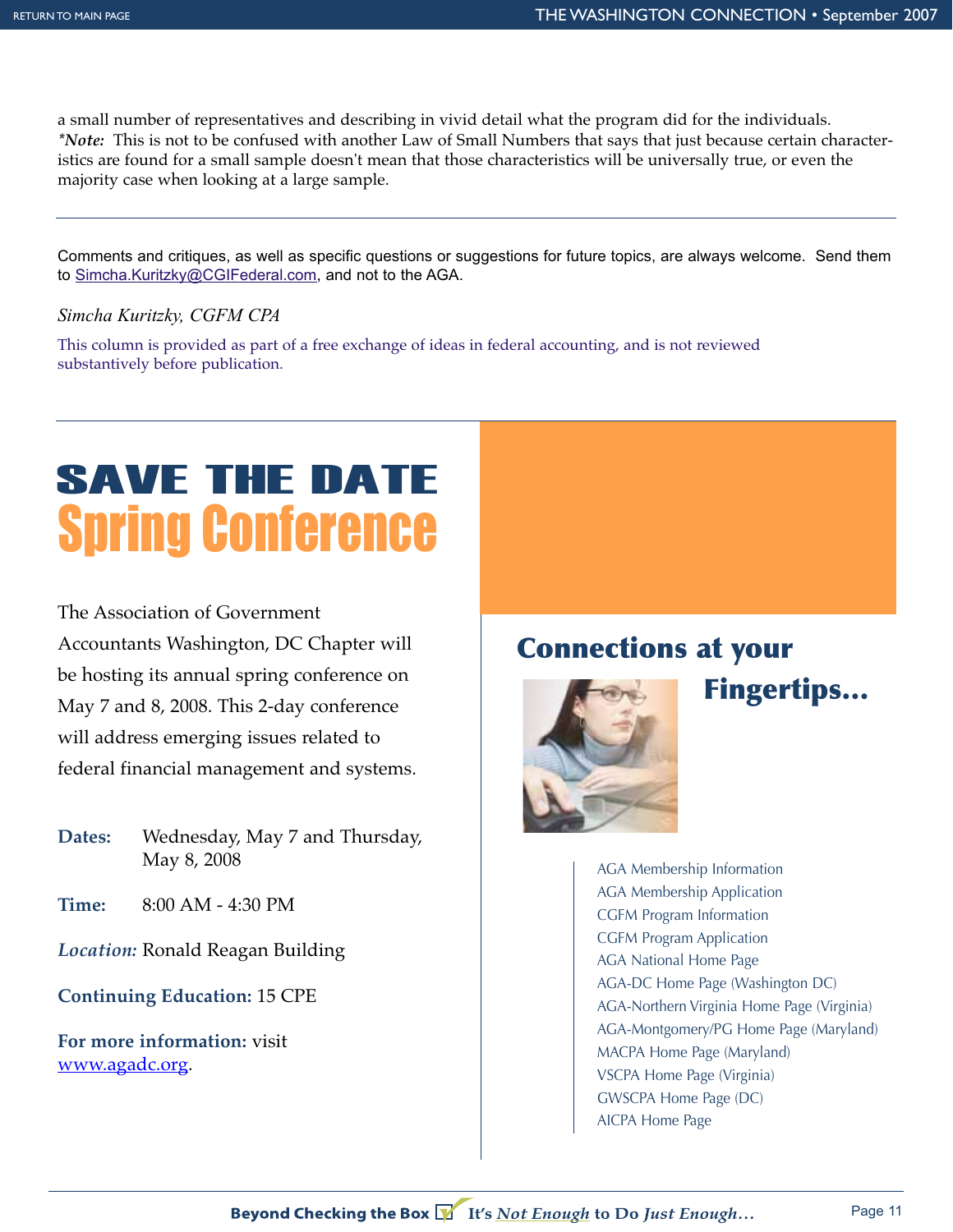a small number of representatives and describing in vivid detail what the program did for the individuals.
*\*Note:* This is not to be confused with another Law of Small Numbers that says that just because certain characteristics are found for a small sample doesn't mean that those characteristics will be universally true, or even the majority case when looking at a large sample.

---

Comments and critiques, as well as specific questions or suggestions for future topics, are always welcome. Send them to Simcha.Kuritzky@CGIFederal.com, and not to the AGA.

*Simcha Kuritzky, CGFM CPA*

This column is provided as part of a free exchange of ideas in federal accounting, and is not reviewed substantively before publication.

---

# SAVE THE DATE
## Spring Conference

The Association of Government Accountants Washington, DC Chapter will be hosting its annual spring conference on May 7 and 8, 2008. This 2-day conference will address emerging issues related to federal financial management and systems.

**Dates:** Wednesday, May 7 and Thursday, May 8, 2008

**Time:** 8:00 AM - 4:30 PM

***Location:*** Ronald Reagan Building

**Continuing Education:** 15 CPE

**For more information:** visit www.agadc.org.

## Connections at your Fingertips...

- AGA Membership Information
- AGA Membership Application
- CGFM Program Information
- CGFM Program Application
- AGA National Home Page
- AGA-DC Home Page (Washington DC)
- AGA-Northern Virginia Home Page (Virginia)
- AGA-Montgomery/PG Home Page (Maryland)
- MACPA Home Page (Maryland)
- VSCPA Home Page (Virginia)
- GWSCPA Home Page (DC)
- AICPA Home Page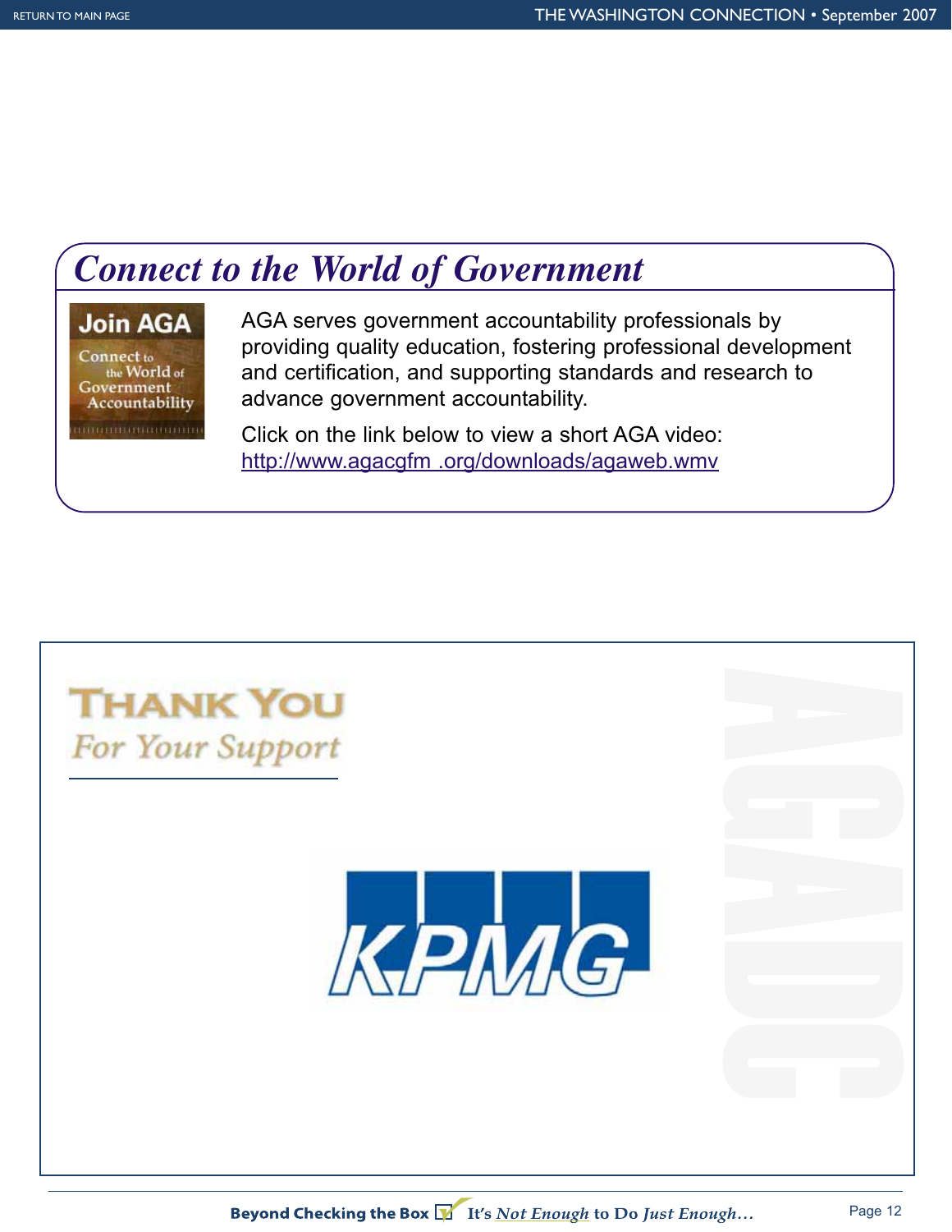## *Connect to the World of Government*

Join AGA

Connect to the World of Government Accountability

AGA serves government accountability professionals by providing quality education, fostering professional development and certification, and supporting standards and research to advance government accountability.

Click on the link below to view a short AGA video:
http://www.agacgfm .org/downloads/agaweb.wmv

THANK YOU

*For Your Support*

KPMG

AGADC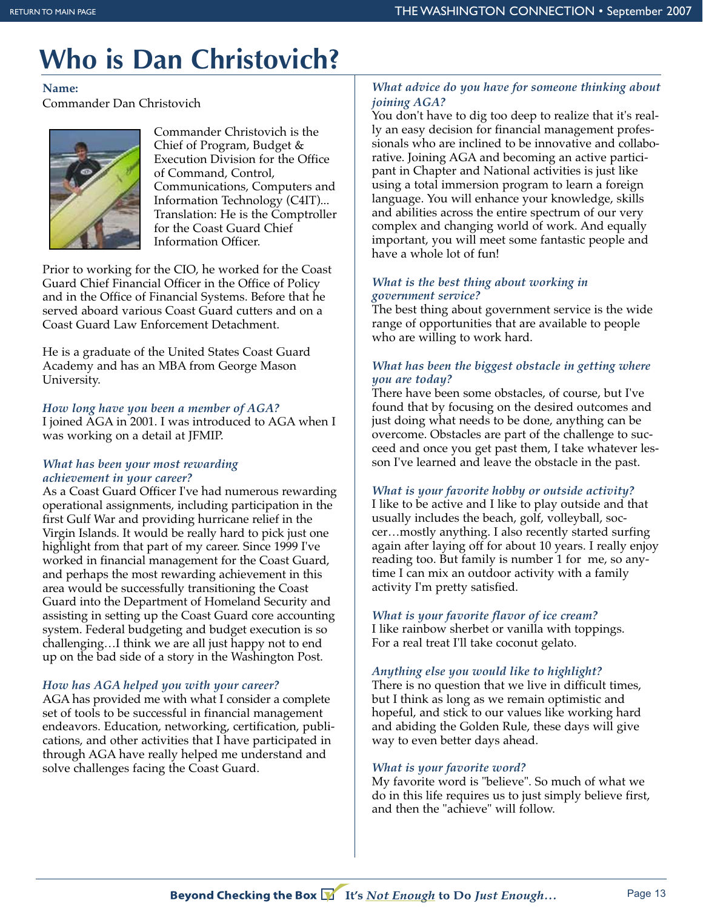# Who is Dan Christovich?

**Name:**
Commander Dan Christovich

Commander Christovich is the Chief of Program, Budget & Execution Division for the Office of Command, Control, Communications, Computers and Information Technology (C4IT)... Translation: He is the Comptroller for the Coast Guard Chief Information Officer.

Prior to working for the CIO, he worked for the Coast Guard Chief Financial Officer in the Office of Policy and in the Office of Financial Systems. Before that he served aboard various Coast Guard cutters and on a Coast Guard Law Enforcement Detachment.

He is a graduate of the United States Coast Guard Academy and has an MBA from George Mason University.

*How long have you been a member of AGA?*
I joined AGA in 2001. I was introduced to AGA when I was working on a detail at JFMIP.

*What has been your most rewarding achievement in your career?*
As a Coast Guard Officer I've had numerous rewarding operational assignments, including participation in the first Gulf War and providing hurricane relief in the Virgin Islands. It would be really hard to pick just one highlight from that part of my career. Since 1999 I've worked in financial management for the Coast Guard, and perhaps the most rewarding achievement in this area would be successfully transitioning the Coast Guard into the Department of Homeland Security and assisting in setting up the Coast Guard core accounting system. Federal budgeting and budget execution is so challenging…I think we are all just happy not to end up on the bad side of a story in the Washington Post.

*How has AGA helped you with your career?*
AGA has provided me with what I consider a complete set of tools to be successful in financial management endeavors. Education, networking, certification, publications, and other activities that I have participated in through AGA have really helped me understand and solve challenges facing the Coast Guard.

*What advice do you have for someone thinking about joining AGA?*
You don't have to dig too deep to realize that it's really an easy decision for financial management professionals who are inclined to be innovative and collaborative. Joining AGA and becoming an active participant in Chapter and National activities is just like using a total immersion program to learn a foreign language. You will enhance your knowledge, skills and abilities across the entire spectrum of our very complex and changing world of work. And equally important, you will meet some fantastic people and have a whole lot of fun!

*What is the best thing about working in government service?*
The best thing about government service is the wide range of opportunities that are available to people who are willing to work hard.

*What has been the biggest obstacle in getting where you are today?*
There have been some obstacles, of course, but I've found that by focusing on the desired outcomes and just doing what needs to be done, anything can be overcome. Obstacles are part of the challenge to succeed and once you get past them, I take whatever lesson I've learned and leave the obstacle in the past.

*What is your favorite hobby or outside activity?*
I like to be active and I like to play outside and that usually includes the beach, golf, volleyball, soccer…mostly anything. I also recently started surfing again after laying off for about 10 years. I really enjoy reading too. But family is number 1 for me, so anytime I can mix an outdoor activity with a family activity I'm pretty satisfied.

*What is your favorite flavor of ice cream?*
I like rainbow sherbet or vanilla with toppings. For a real treat I'll take coconut gelato.

*Anything else you would like to highlight?*
There is no question that we live in difficult times, but I think as long as we remain optimistic and hopeful, and stick to our values like working hard and abiding the Golden Rule, these days will give way to even better days ahead.

*What is your favorite word?*
My favorite word is "believe". So much of what we do in this life requires us to just simply believe first, and then the "achieve" will follow.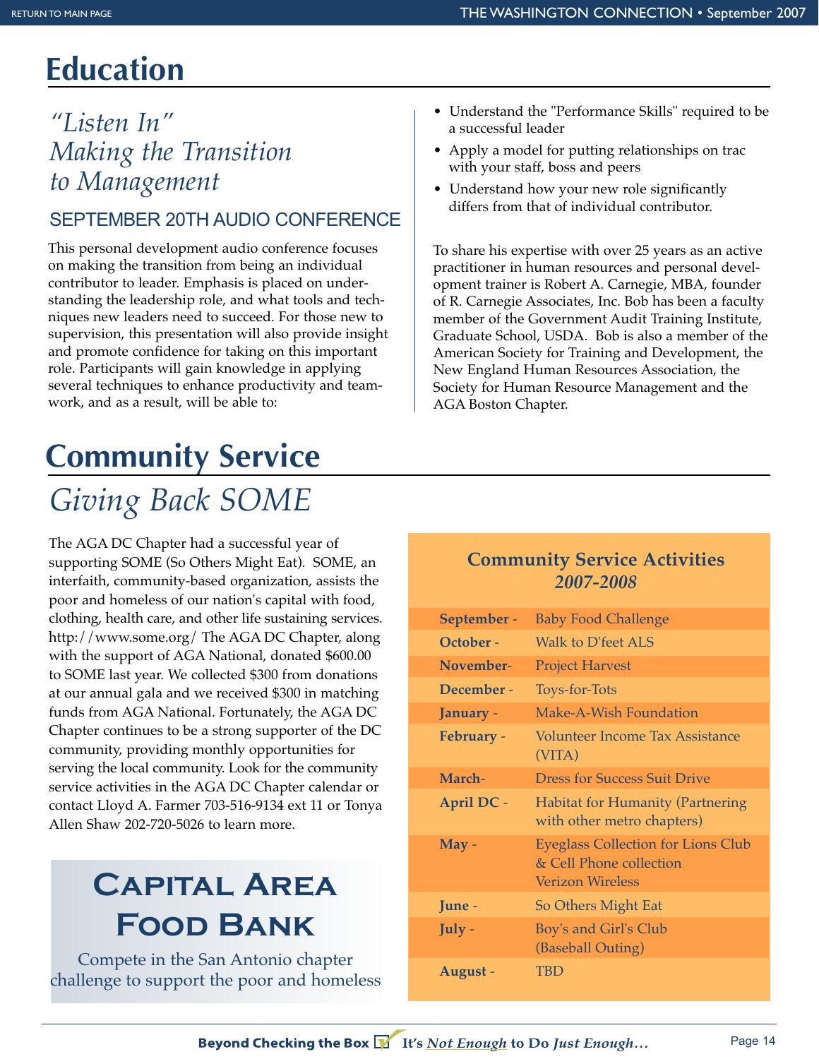# Education

## *"Listen In" Making the Transition to Management*

### SEPTEMBER 20TH AUDIO CONFERENCE

This personal development audio conference focuses on making the transition from being an individual contributor to leader. Emphasis is placed on understanding the leadership role, and what tools and techniques new leaders need to succeed. For those new to supervision, this presentation will also provide insight and promote confidence for taking on this important role. Participants will gain knowledge in applying several techniques to enhance productivity and teamwork, and as a result, will be able to:

- Understand the "Performance Skills" required to be a successful leader
- Apply a model for putting relationships on trac with your staff, boss and peers
- Understand how your new role significantly differs from that of individual contributor.

To share his expertise with over 25 years as an active practitioner in human resources and personal development trainer is Robert A. Carnegie, MBA, founder of R. Carnegie Associates, Inc. Bob has been a faculty member of the Government Audit Training Institute, Graduate School, USDA. Bob is also a member of the American Society for Training and Development, the New England Human Resources Association, the Society for Human Resource Management and the AGA Boston Chapter.

# Community Service

## *Giving Back SOME*

The AGA DC Chapter had a successful year of supporting SOME (So Others Might Eat). SOME, an interfaith, community-based organization, assists the poor and homeless of our nation's capital with food, clothing, health care, and other life sustaining services. http://www.some.org/ The AGA DC Chapter, along with the support of AGA National, donated $600.00 to SOME last year. We collected $300 from donations at our annual gala and we received $300 in matching funds from AGA National. Fortunately, the AGA DC Chapter continues to be a strong supporter of the DC community, providing monthly opportunities for serving the local community. Look for the community service activities in the AGA DC Chapter calendar or contact Lloyd A. Farmer 703-516-9134 ext 11 or Tonya Allen Shaw 202-720-5026 to learn more.

### Capital Area Food Bank

Compete in the San Antonio chapter challenge to support the poor and homeless

**Community Service Activities *2007-2008***

| Month | Activity |
|---|---|
| **September -** | Baby Food Challenge |
| **October -** | Walk to D'feet ALS |
| **November-** | Project Harvest |
| **December -** | Toys-for-Tots |
| **January -** | Make-A-Wish Foundation |
| **February -** | Volunteer Income Tax Assistance (VITA) |
| **March-** | Dress for Success Suit Drive |
| **April DC -** | Habitat for Humanity (Partnering with other metro chapters) |
| **May -** | Eyeglass Collection for Lions Club & Cell Phone collection Verizon Wireless |
| **June -** | So Others Might Eat |
| **July -** | Boy's and Girl's Club (Baseball Outing) |
| **August -** | TBD |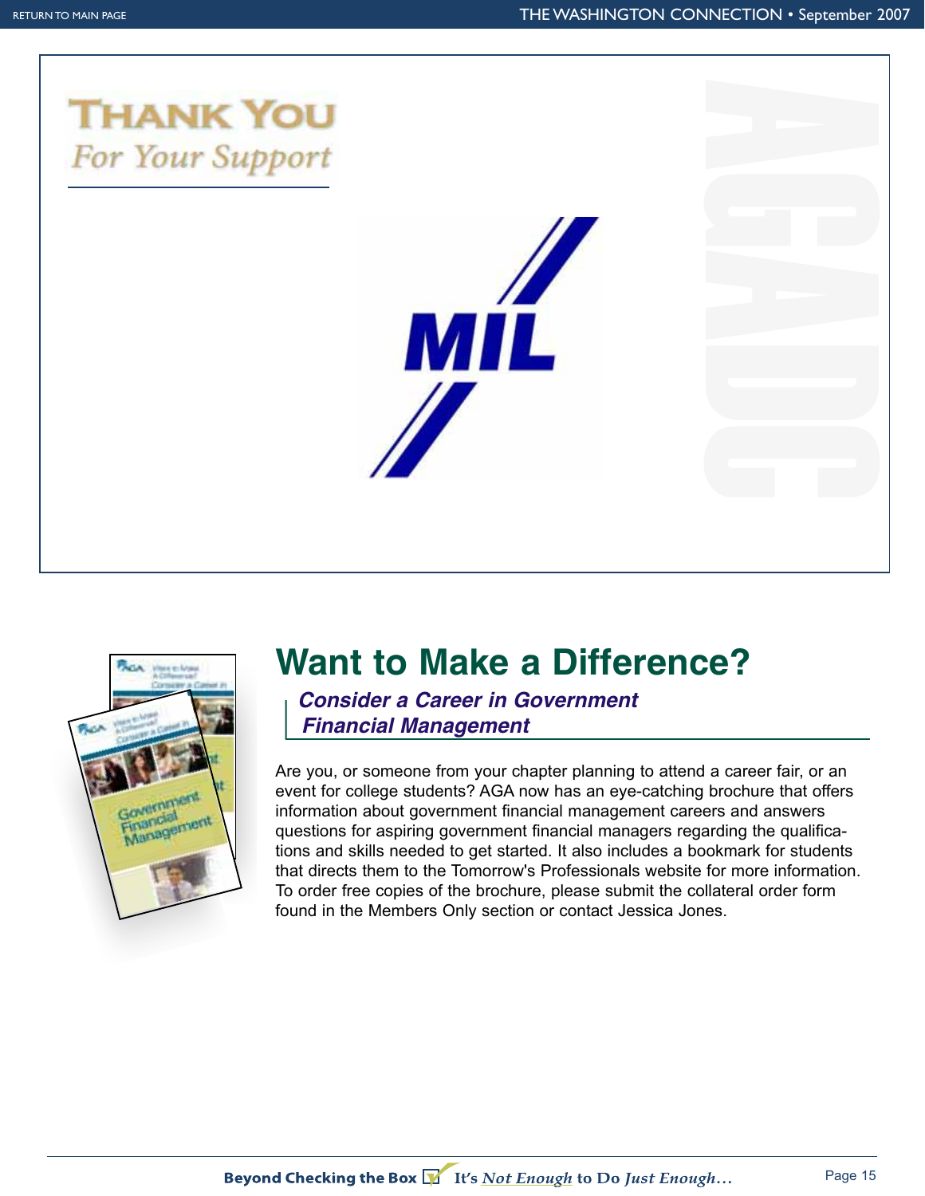# THANK YOU

*For Your Support*

MIL

AGADC

# Want to Make a Difference?

## *Consider a Career in Government Financial Management*

Are you, or someone from your chapter planning to attend a career fair, or an event for college students? AGA now has an eye-catching brochure that offers information about government financial management careers and answers questions for aspiring government financial managers regarding the qualifications and skills needed to get started. It also includes a bookmark for students that directs them to the Tomorrow's Professionals website for more information. To order free copies of the brochure, please submit the collateral order form found in the Members Only section or contact Jessica Jones.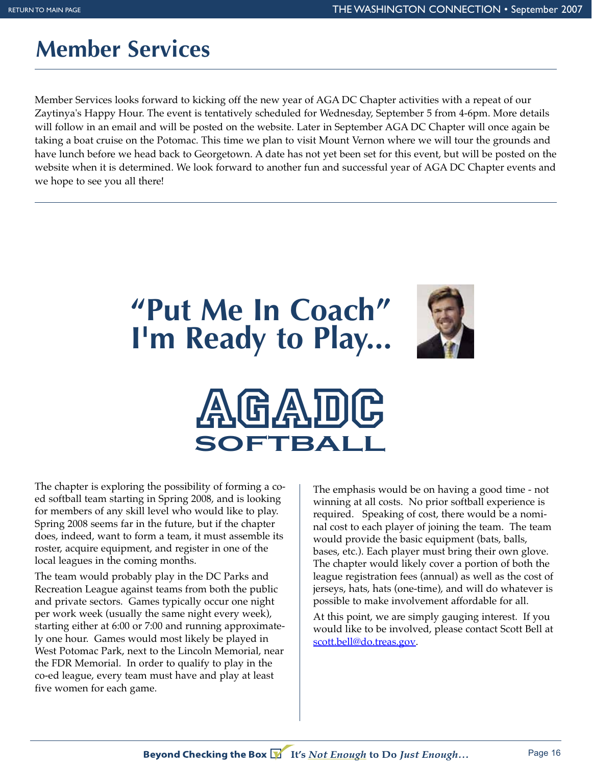# Member Services

Member Services looks forward to kicking off the new year of AGA DC Chapter activities with a repeat of our Zaytinya's Happy Hour. The event is tentatively scheduled for Wednesday, September 5 from 4-6pm. More details will follow in an email and will be posted on the website. Later in September AGA DC Chapter will once again be taking a boat cruise on the Potomac. This time we plan to visit Mount Vernon where we will tour the grounds and have lunch before we head back to Georgetown. A date has not yet been set for this event, but will be posted on the website when it is determined. We look forward to another fun and successful year of AGA DC Chapter events and we hope to see you all there!

---

# "Put Me In Coach" I'm Ready to Play...

## AGADC SOFTBALL

The chapter is exploring the possibility of forming a co-ed softball team starting in Spring 2008, and is looking for members of any skill level who would like to play. Spring 2008 seems far in the future, but if the chapter does, indeed, want to form a team, it must assemble its roster, acquire equipment, and register in one of the local leagues in the coming months.

The team would probably play in the DC Parks and Recreation League against teams from both the public and private sectors. Games typically occur one night per work week (usually the same night every week), starting either at 6:00 or 7:00 and running approximately one hour. Games would most likely be played in West Potomac Park, next to the Lincoln Memorial, near the FDR Memorial. In order to qualify to play in the co-ed league, every team must have and play at least five women for each game.

The emphasis would be on having a good time - not winning at all costs. No prior softball experience is required. Speaking of cost, there would be a nominal cost to each player of joining the team. The team would provide the basic equipment (bats, balls, bases, etc.). Each player must bring their own glove. The chapter would likely cover a portion of both the league registration fees (annual) as well as the cost of jerseys, hats, hats (one-time), and will do whatever is possible to make involvement affordable for all.

At this point, we are simply gauging interest. If you would like to be involved, please contact Scott Bell at scott.bell@do.treas.gov.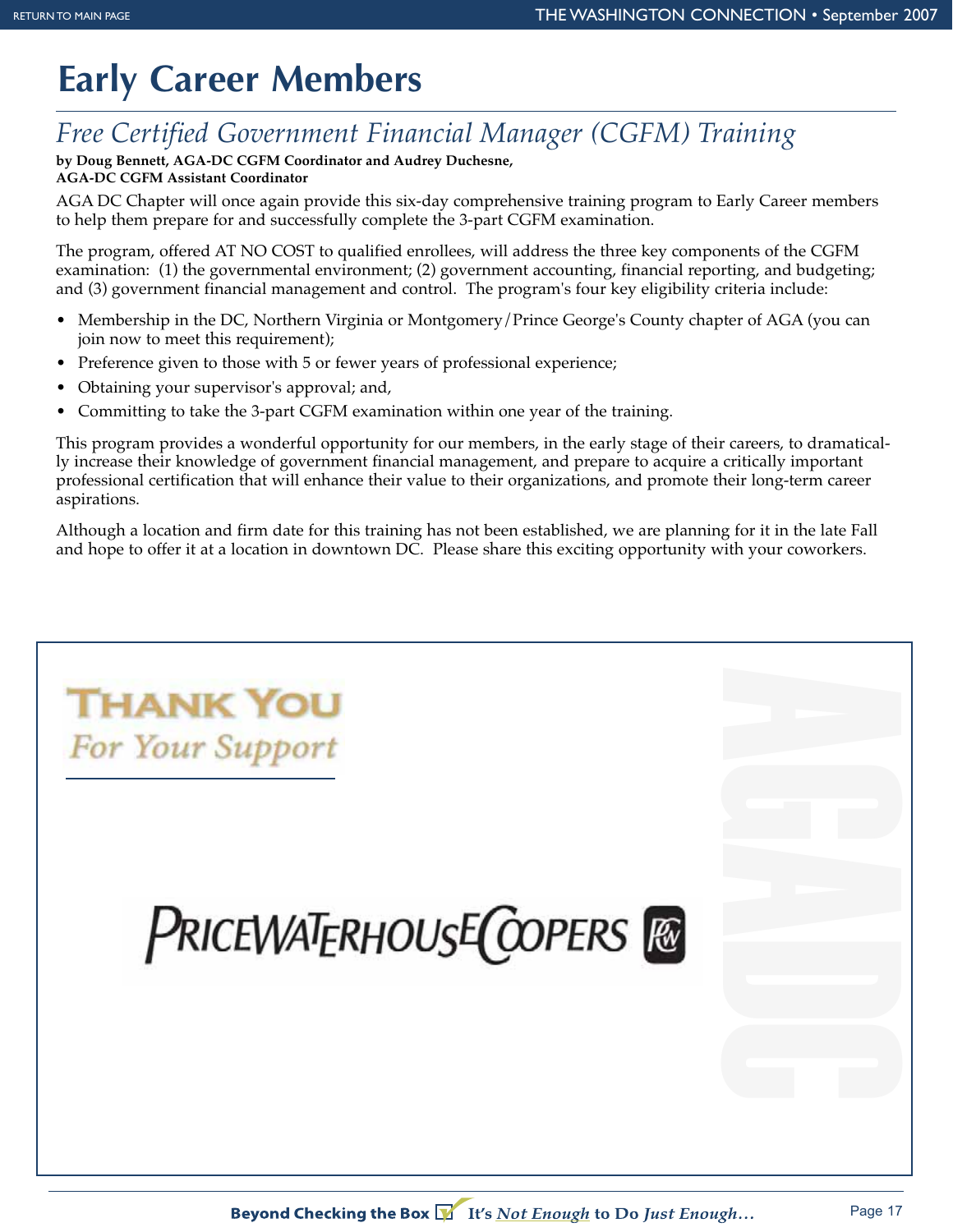# Early Career Members

## *Free Certified Government Financial Manager (CGFM) Training*

**by Doug Bennett, AGA-DC CGFM Coordinator and Audrey Duchesne, AGA-DC CGFM Assistant Coordinator**

AGA DC Chapter will once again provide this six-day comprehensive training program to Early Career members to help them prepare for and successfully complete the 3-part CGFM examination.

The program, offered AT NO COST to qualified enrollees, will address the three key components of the CGFM examination: (1) the governmental environment; (2) government accounting, financial reporting, and budgeting; and (3) government financial management and control. The program's four key eligibility criteria include:

- Membership in the DC, Northern Virginia or Montgomery/Prince George's County chapter of AGA (you can join now to meet this requirement);
- Preference given to those with 5 or fewer years of professional experience;
- Obtaining your supervisor's approval; and,
- Committing to take the 3-part CGFM examination within one year of the training.

This program provides a wonderful opportunity for our members, in the early stage of their careers, to dramatically increase their knowledge of government financial management, and prepare to acquire a critically important professional certification that will enhance their value to their organizations, and promote their long-term career aspirations.

Although a location and firm date for this training has not been established, we are planning for it in the late Fall and hope to offer it at a location in downtown DC. Please share this exciting opportunity with your coworkers.

**THANK YOU**
*For Your Support*

PRICEWATERHOUSECOOPERS

AGADC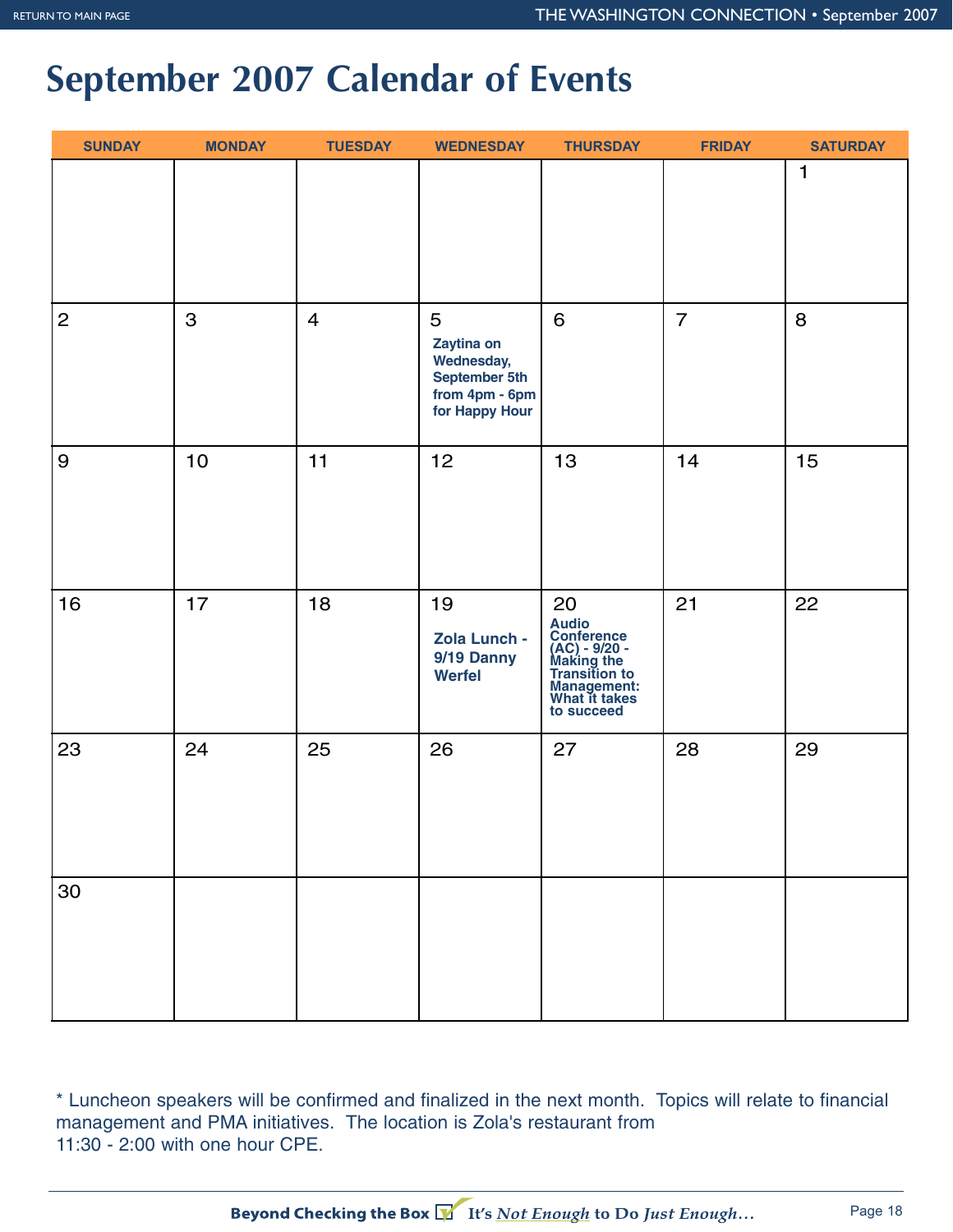# September 2007 Calendar of Events

| SUNDAY | MONDAY | TUESDAY | WEDNESDAY | THURSDAY | FRIDAY | SATURDAY |
|---|---|---|---|---|---|---|
| | | | | | | 1 |
| 2 | 3 | 4 | 5 **Zaytina on Wednesday, September 5th from 4pm - 6pm for Happy Hour** | 6 | 7 | 8 |
| 9 | 10 | 11 | 12 | 13 | 14 | 15 |
| 16 | 17 | 18 | 19 **Zola Lunch - 9/19 Danny Werfel** | 20 **Audio Conference (AC) - 9/20 - Making the Transition to Management: What it takes to succeed** | 21 | 22 |
| 23 | 24 | 25 | 26 | 27 | 28 | 29 |
| 30 | | | | | | |

* Luncheon speakers will be confirmed and finalized in the next month. Topics will relate to financial management and PMA initiatives. The location is Zola's restaurant from 11:30 - 2:00 with one hour CPE.

**Beyond Checking the Box** It's *Not Enough* to Do *Just Enough…*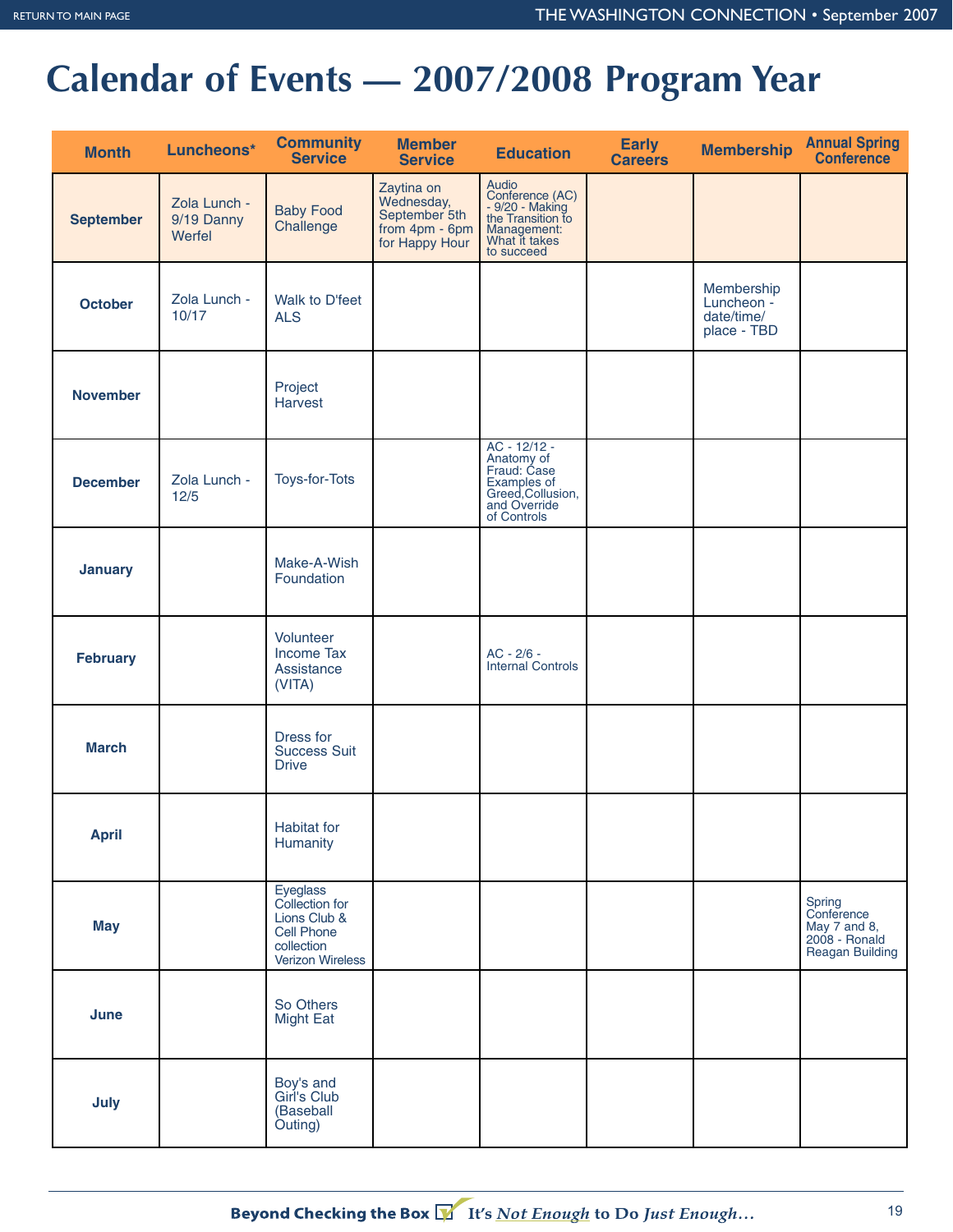# Calendar of Events — 2007/2008 Program Year

| Month | Luncheons* | Community Service | Member Service | Education | Early Careers | Membership | Annual Spring Conference |
|---|---|---|---|---|---|---|---|
| September | Zola Lunch - 9/19 Danny Werfel | Baby Food Challenge | Zaytina on Wednesday, September 5th from 4pm - 6pm for Happy Hour | Audio Conference (AC) - 9/20 - Making the Transition to Management: What it takes to succeed | | | |
| October | Zola Lunch - 10/17 | Walk to D'feet ALS | | | | Membership Luncheon - date/time/ place - TBD | |
| November | | Project Harvest | | | | | |
| December | Zola Lunch - 12/5 | Toys-for-Tots | | AC - 12/12 - Anatomy of Fraud: Case Examples of Greed,Collusion, and Override of Controls | | | |
| January | | Make-A-Wish Foundation | | | | | |
| February | | Volunteer Income Tax Assistance (VITA) | | AC - 2/6 - Internal Controls | | | |
| March | | Dress for Success Suit Drive | | | | | |
| April | | Habitat for Humanity | | | | | |
| May | | Eyeglass Collection for Lions Club & Cell Phone collection Verizon Wireless | | | | | Spring Conference May 7 and 8, 2008 - Ronald Reagan Building |
| June | | So Others Might Eat | | | | | |
| July | | Boy's and Girl's Club (Baseball Outing) | | | | | |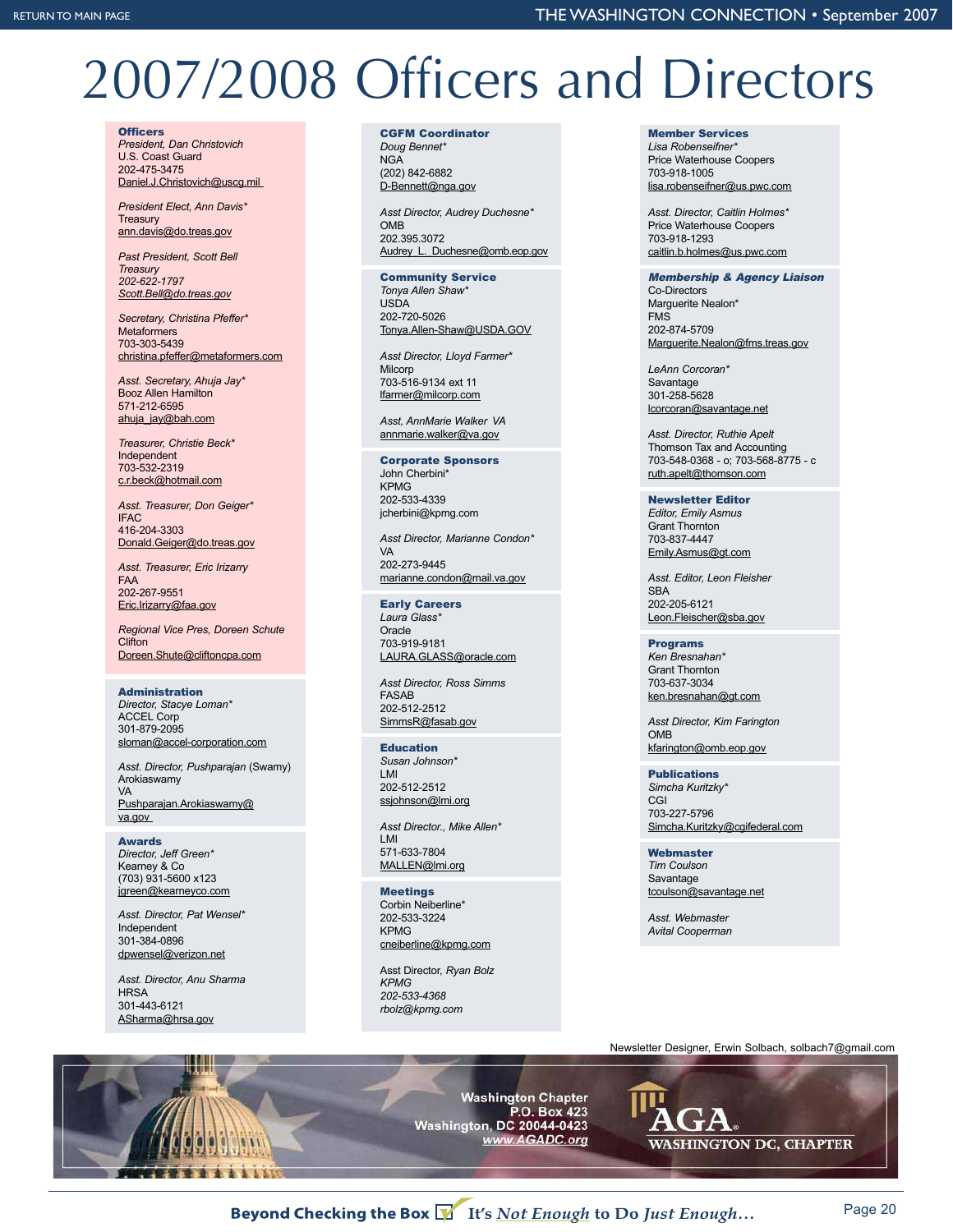# 2007/2008 Officers and Directors

**Officers**
*President, Dan Christovich*
U.S. Coast Guard
202-475-3475
Daniel.J.Christovich@uscg.mil

*President Elect, Ann Davis**
Treasury
ann.davis@do.treas.gov

*Past President, Scott Bell*
*Treasury*
*202-622-1797*
*Scott.Bell@do.treas.gov*

*Secretary, Christina Pfeffer**
Metaformers
703-303-5439
christina.pfeffer@metaformers.com

*Asst. Secretary, Ahuja Jay**
Booz Allen Hamilton
571-212-6595
ahuja_jay@bah.com

*Treasurer, Christie Beck**
Independent
703-532-2319
c.r.beck@hotmail.com

*Asst. Treasurer, Don Geiger**
IFAC
416-204-3303
Donald.Geiger@do.treas.gov

*Asst. Treasurer, Eric Irizarry*
FAA
202-267-9551
Eric.Irizarry@faa.gov

*Regional Vice Pres, Doreen Schute*
Clifton
Doreen.Shute@cliftoncpa.com

**Administration**
*Director, Stacye Loman**
ACCEL Corp
301-879-2095
sloman@accel-corporation.com

*Asst. Director, Pushparajan* (Swamy) Arokiaswamy
VA
Pushparajan.Arokiaswamy@va.gov

**Awards**
*Director, Jeff Green**
Kearney & Co
(703) 931-5600 x123
jgreen@kearneyco.com

*Asst. Director, Pat Wensel**
Independent
301-384-0896
dpwensel@verizon.net

*Asst. Director, Anu Sharma*
HRSA
301-443-6121
ASharma@hrsa.gov

**CGFM Coordinator**
*Doug Bennet**
NGA
(202) 842-6882
D-Bennett@nga.gov

*Asst Director, Audrey Duchesne**
OMB
202.395.3072
Audrey_L._Duchesne@omb.eop.gov

**Community Service**
*Tonya Allen Shaw**
USDA
202-720-5026
Tonya.Allen-Shaw@USDA.GOV

*Asst Director, Lloyd Farmer**
Milcorp
703-516-9134 ext 11
lfarmer@milcorp.com

*Asst, AnnMarie Walker VA*
annmarie.walker@va.gov

**Corporate Sponsors**
John Cherbini*
KPMG
202-533-4339
jcherbini@kpmg.com

*Asst Director, Marianne Condon**
VA
202-273-9445
marianne.condon@mail.va.gov

**Early Careers**
*Laura Glass**
Oracle
703-919-9181
LAURA.GLASS@oracle.com

*Asst Director, Ross Simms*
FASAB
202-512-2512
SimmsR@fasab.gov

**Education**
*Susan Johnson**
LMI
202-512-2512
ssjohnson@lmi.org

*Asst Director., Mike Allen**
LMI
571-633-7804
MALLEN@lmi.org

**Meetings**
Corbin Neiberline*
202-533-3224
KPMG
cneiberline@kpmg.com

Asst Director, *Ryan Bolz*
*KPMG*
*202-533-4368*
*rbolz@kpmg.com*

**Member Services**
*Lisa Robenseifner**
Price Waterhouse Coopers
703-918-1005
lisa.robenseifner@us.pwc.com

*Asst. Director, Caitlin Holmes**
Price Waterhouse Coopers
703-918-1293
caitlin.b.holmes@us.pwc.com

***Membership & Agency Liaison***
Co-Directors
Marguerite Nealon*
FMS
202-874-5709
Marguerite.Nealon@fms.treas.gov

*LeAnn Corcoran**
Savantage
301-258-5628
lcorcoran@savantage.net

*Asst. Director, Ruthie Apelt*
Thomson Tax and Accounting
703-548-0368 - o; 703-568-8775 - c
ruth.apelt@thomson.com

**Newsletter Editor**
*Editor, Emily Asmus*
Grant Thornton
703-837-4447
Emily.Asmus@gt.com

*Asst. Editor, Leon Fleisher*
SBA
202-205-6121
Leon.Fleischer@sba.gov

**Programs**
*Ken Bresnahan**
Grant Thornton
703-637-3034
ken.bresnahan@gt.com

*Asst Director, Kim Farington*
OMB
kfarington@omb.eop.gov

**Publications**
*Simcha Kuritzky**
CGI
703-227-5796
Simcha.Kuritzky@cgifederal.com

**Webmaster**
*Tim Coulson*
Savantage
tcoulson@savantage.net

*Asst. Webmaster*
*Avital Cooperman*

Newsletter Designer, Erwin Solbach, solbach7@gmail.com

Washington Chapter
P.O. Box 423
Washington, DC 20044-0423
www.AGADC.org

AGA
WASHINGTON DC, CHAPTER

**Beyond Checking the Box** It's *Not Enough* to Do *Just Enough…*